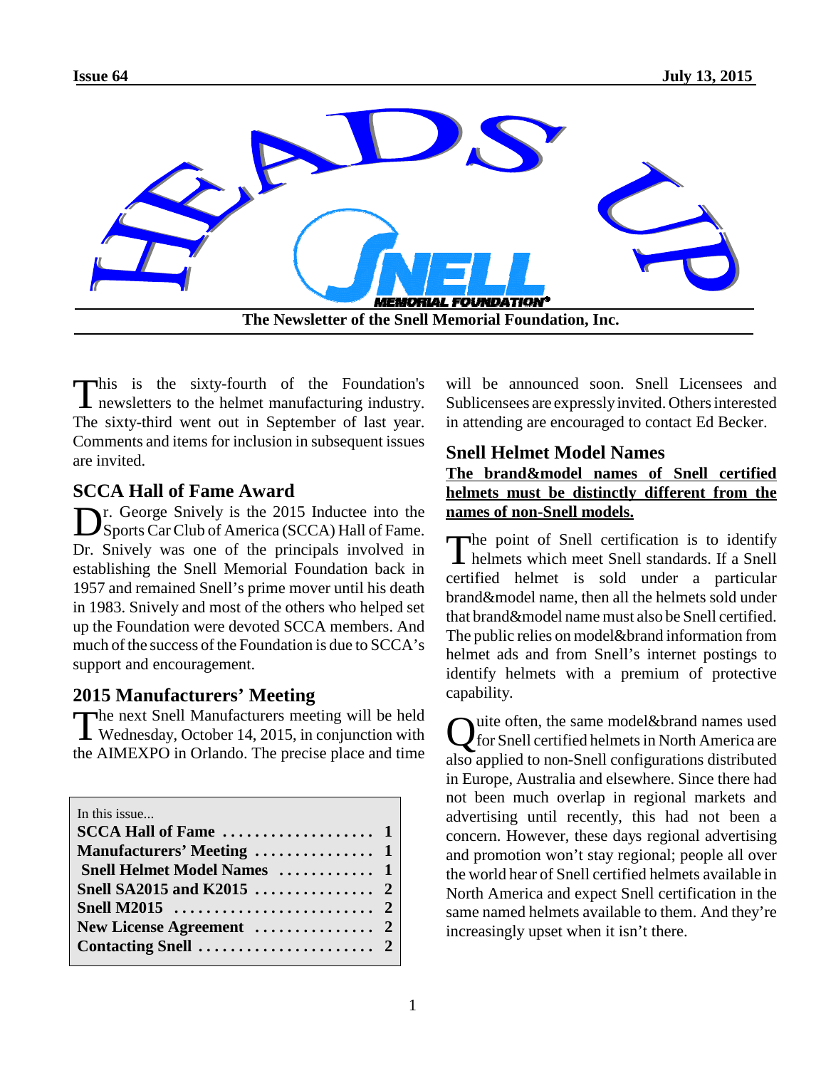# HEADS UP

**The Newsletter of the Snell Memorial Foundation, Inc.**

This is the sixty-fourth of the Foundation's newsletters to the helmet manufacturing industry. The sixty-third went out in September of last year. Comments and items for inclusion in subsequent issues are invited.

## SCCA Hall of Fame Award

Dr. George Snively is the 2015 Inductee into the Sports Car Club of America (SCCA) Hall of Fame. Dr. Snively was one of the principals involved in establishing the Snell Memorial Foundation back in 1957 and remained Snell's prime mover until his death in 1983. Snively and most of the others who helped set up the Foundation were devoted SCCA members. And much of the success of the Foundation is due to SCCA's support and encouragement.

## 2015 Manufacturers' Meeting

The next Snell Manufacturers meeting will be held Wednesday, October 14, 2015, in conjunction with the AIMEXPO in Orlando. The precise place and time will be announced soon. Snell Licensees and Sublicensees are expressly invited. Others interested in attending are encouraged to contact Ed Becker.

| In this issue... | |
|---|---|
| **SCCA Hall of Fame** | **1** |
| **Manufacturers' Meeting** | **1** |
| **Snell Helmet Model Names** | **1** |
| **Snell SA2015 and K2015** | **2** |
| **Snell M2015** | **2** |
| **New License Agreement** | **2** |
| **Contacting Snell** | **2** |

## Snell Helmet Model Names

**The brand&model names of Snell certified helmets must be distinctly different from the names of non-Snell models.**

The point of Snell certification is to identify helmets which meet Snell standards. If a Snell certified helmet is sold under a particular brand&model name, then all the helmets sold under that brand&model name must also be Snell certified. The public relies on model&brand information from helmet ads and from Snell's internet postings to identify helmets with a premium of protective capability.

Quite often, the same model&brand names used for Snell certified helmets in North America are also applied to non-Snell configurations distributed in Europe, Australia and elsewhere. Since there had not been much overlap in regional markets and advertising until recently, this had not been a concern. However, these days regional advertising and promotion won't stay regional; people all over the world hear of Snell certified helmets available in North America and expect Snell certification in the same named helmets available to them. And they're increasingly upset when it isn't there.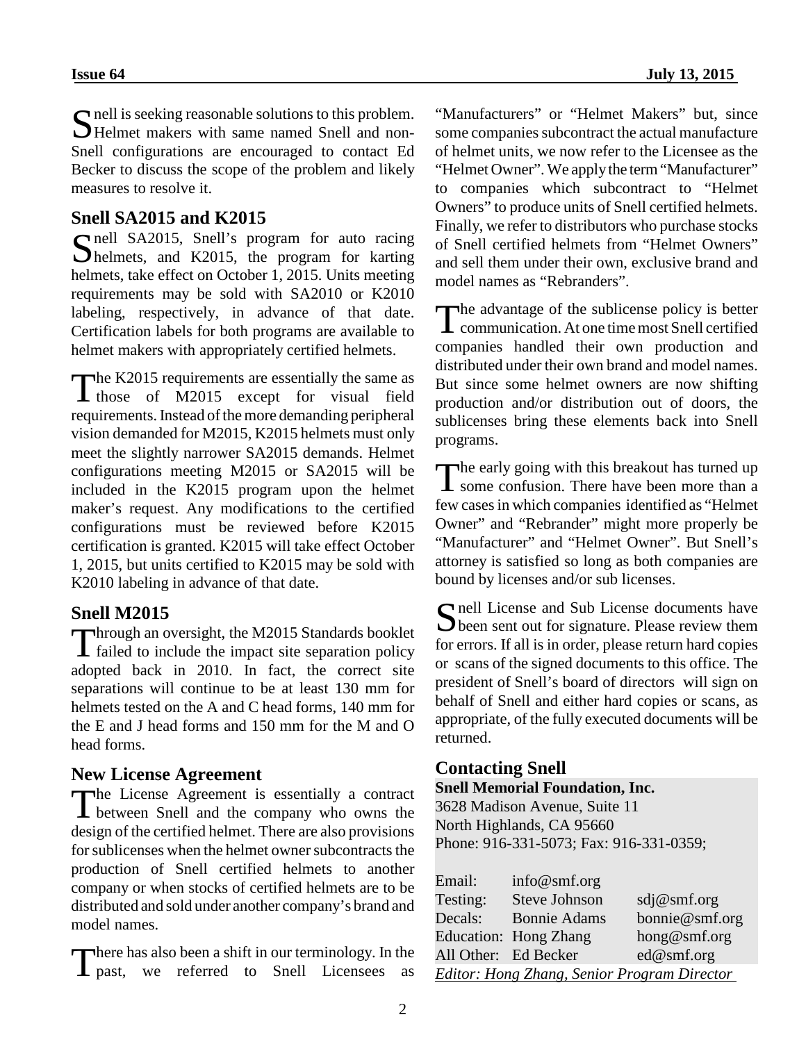Snell is seeking reasonable solutions to this problem. Helmet makers with same named Snell and non-Snell configurations are encouraged to contact Ed Becker to discuss the scope of the problem and likely measures to resolve it.

## Snell SA2015 and K2015

Snell SA2015, Snell's program for auto racing helmets, and K2015, the program for karting helmets, take effect on October 1, 2015. Units meeting requirements may be sold with SA2010 or K2010 labeling, respectively, in advance of that date. Certification labels for both programs are available to helmet makers with appropriately certified helmets.

The K2015 requirements are essentially the same as those of M2015 except for visual field requirements. Instead of the more demanding peripheral vision demanded for M2015, K2015 helmets must only meet the slightly narrower SA2015 demands. Helmet configurations meeting M2015 or SA2015 will be included in the K2015 program upon the helmet maker's request. Any modifications to the certified configurations must be reviewed before K2015 certification is granted. K2015 will take effect October 1, 2015, but units certified to K2015 may be sold with K2010 labeling in advance of that date.

## Snell M2015

Through an oversight, the M2015 Standards booklet failed to include the impact site separation policy adopted back in 2010. In fact, the correct site separations will continue to be at least 130 mm for helmets tested on the A and C head forms, 140 mm for the E and J head forms and 150 mm for the M and O head forms.

## New License Agreement

The License Agreement is essentially a contract between Snell and the company who owns the design of the certified helmet. There are also provisions for sublicenses when the helmet owner subcontracts the production of Snell certified helmets to another company or when stocks of certified helmets are to be distributed and sold under another company's brand and model names.

There has also been a shift in our terminology. In the past, we referred to Snell Licensees as "Manufacturers" or "Helmet Makers" but, since some companies subcontract the actual manufacture of helmet units, we now refer to the Licensee as the "Helmet Owner". We apply the term "Manufacturer" to companies which subcontract to "Helmet Owners" to produce units of Snell certified helmets. Finally, we refer to distributors who purchase stocks of Snell certified helmets from "Helmet Owners" and sell them under their own, exclusive brand and model names as "Rebranders".

The advantage of the sublicense policy is better communication. At one time most Snell certified companies handled their own production and distributed under their own brand and model names. But since some helmet owners are now shifting production and/or distribution out of doors, the sublicenses bring these elements back into Snell programs.

The early going with this breakout has turned up some confusion. There have been more than a few cases in which companies identified as "Helmet Owner" and "Rebrander" might more properly be "Manufacturer" and "Helmet Owner". But Snell's attorney is satisfied so long as both companies are bound by licenses and/or sub licenses.

Snell License and Sub License documents have been sent out for signature. Please review them for errors. If all is in order, please return hard copies or scans of the signed documents to this office. The president of Snell's board of directors will sign on behalf of Snell and either hard copies or scans, as appropriate, of the fully executed documents will be returned.

## Contacting Snell

**Snell Memorial Foundation, Inc.**
3628 Madison Avenue, Suite 11
North Highlands, CA 95660
Phone: 916-331-5073; Fax: 916-331-0359;

| | | |
|---|---|---|
| Email: | info@smf.org | |
| Testing: | Steve Johnson | sdj@smf.org |
| Decals: | Bonnie Adams | bonnie@smf.org |
| Education: | Hong Zhang | hong@smf.org |
| All Other: | Ed Becker | ed@smf.org |

*Editor: Hong Zhang, Senior Program Director*